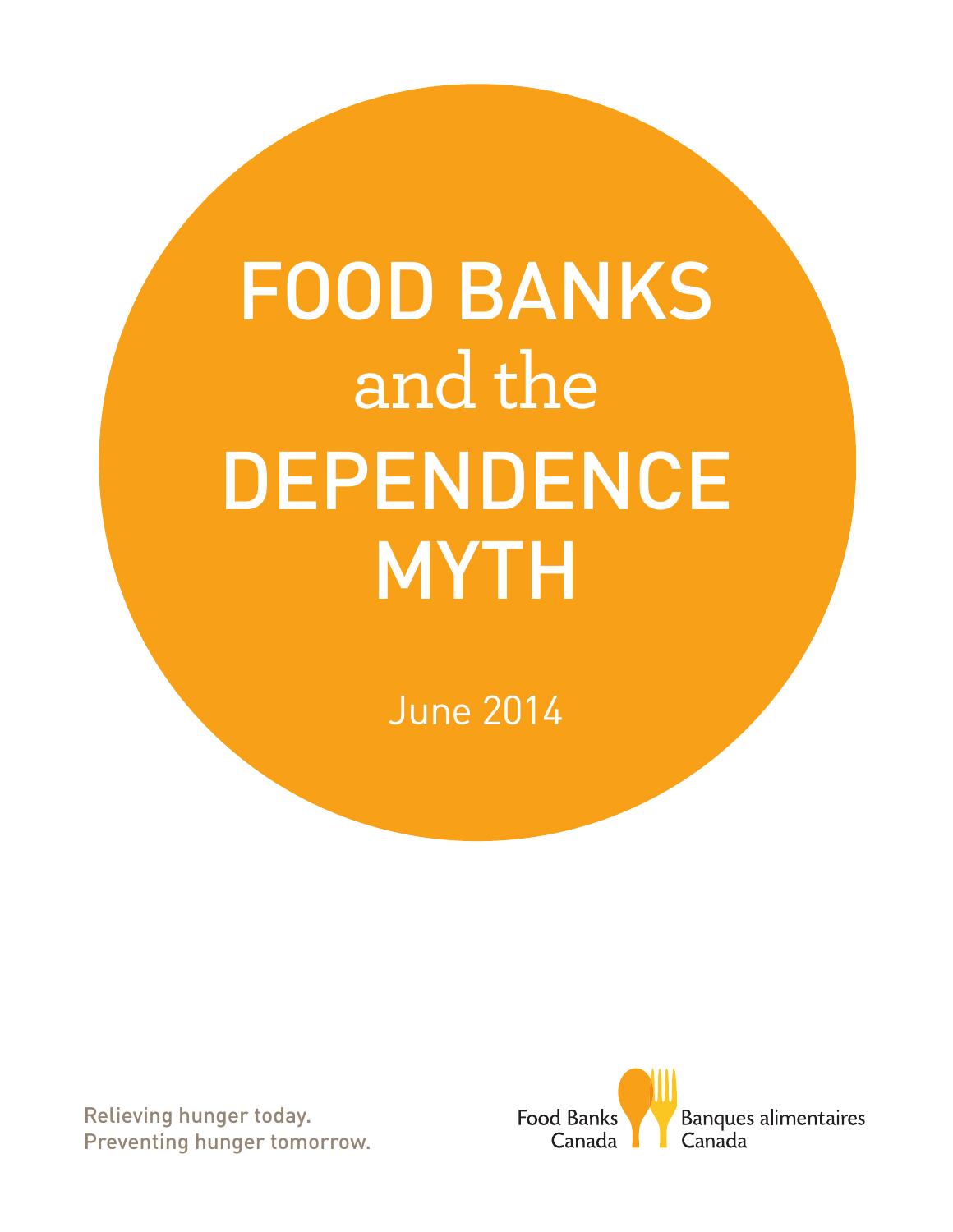# FOOD BANKS and the DEPENDENCE MYTH

June 2014

Relieving hunger today.
Preventing hunger tomorrow.

Food Banks Canada
Banques alimentaires Canada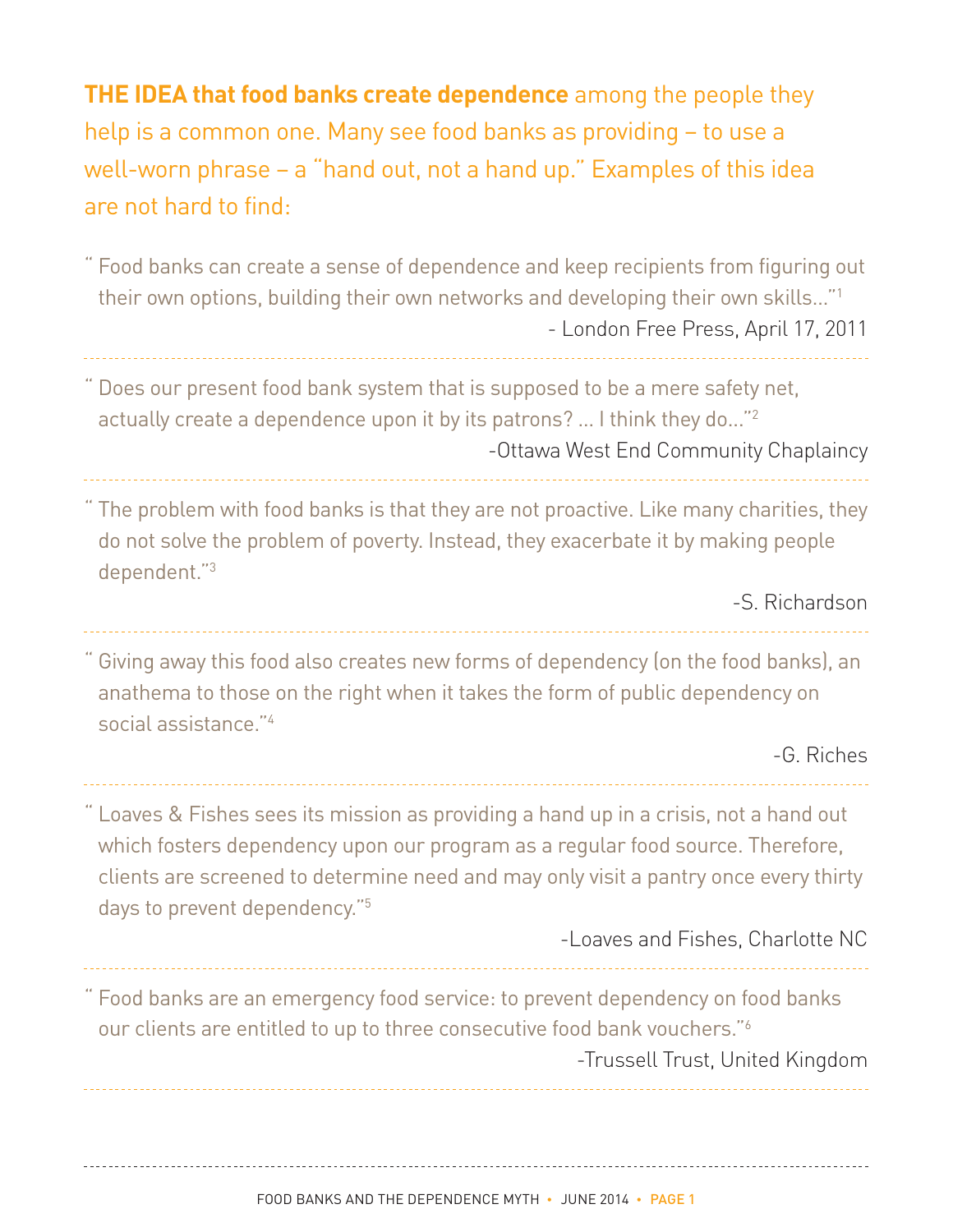**THE IDEA that food banks create dependence** among the people they help is a common one. Many see food banks as providing – to use a well-worn phrase – a "hand out, not a hand up." Examples of this idea are not hard to find:

> "Food banks can create a sense of dependence and keep recipients from figuring out their own options, building their own networks and developing their own skills..."[1]
>
> \- London Free Press, April 17, 2011

---

> "Does our present food bank system that is supposed to be a mere safety net, actually create a dependence upon it by its patrons? ... I think they do..."[2]
>
> -Ottawa West End Community Chaplaincy

---

> "The problem with food banks is that they are not proactive. Like many charities, they do not solve the problem of poverty. Instead, they exacerbate it by making people dependent."[3]
>
> -S. Richardson

---

> "Giving away this food also creates new forms of dependency (on the food banks), an anathema to those on the right when it takes the form of public dependency on social assistance."[4]
>
> -G. Riches

---

> "Loaves & Fishes sees its mission as providing a hand up in a crisis, not a hand out which fosters dependency upon our program as a regular food source. Therefore, clients are screened to determine need and may only visit a pantry once every thirty days to prevent dependency."[5]
>
> -Loaves and Fishes, Charlotte NC

---

> "Food banks are an emergency food service: to prevent dependency on food banks our clients are entitled to up to three consecutive food bank vouchers."[6]
>
> -Trussell Trust, United Kingdom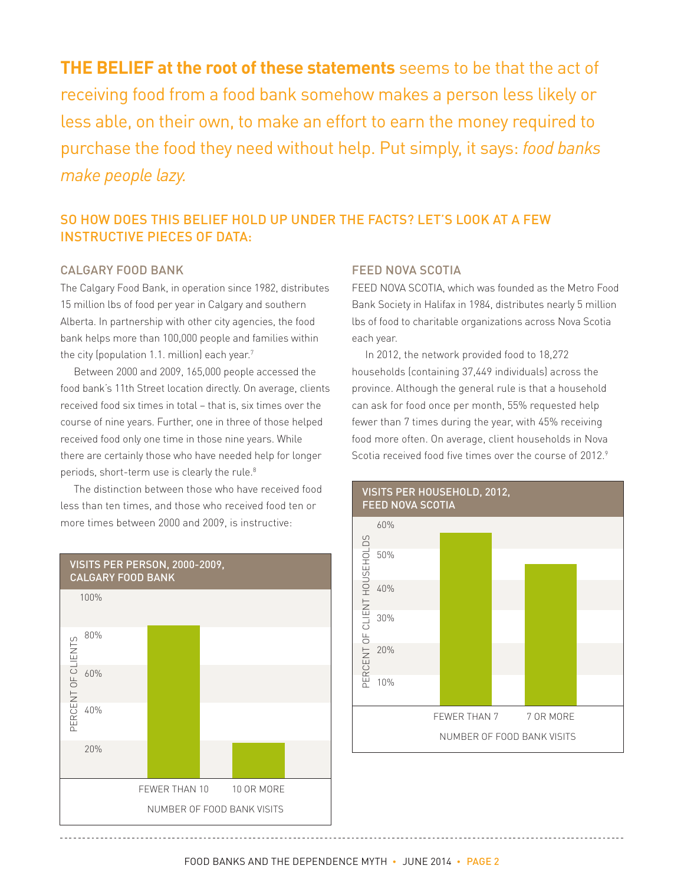**THE BELIEF at the root of these statements** seems to be that the act of receiving food from a food bank somehow makes a person less likely or less able, on their own, to make an effort to earn the money required to purchase the food they need without help. Put simply, it says: *food banks make people lazy.*

## SO HOW DOES THIS BELIEF HOLD UP UNDER THE FACTS? LET'S LOOK AT A FEW INSTRUCTIVE PIECES OF DATA:

### CALGARY FOOD BANK

The Calgary Food Bank, in operation since 1982, distributes 15 million lbs of food per year in Calgary and southern Alberta. In partnership with other city agencies, the food bank helps more than 100,000 people and families within the city (population 1.1. million) each year.[7]

Between 2000 and 2009, 165,000 people accessed the food bank's 11th Street location directly. On average, clients received food six times in total – that is, six times over the course of nine years. Further, one in three of those helped received food only one time in those nine years. While there are certainly those who have needed help for longer periods, short-term use is clearly the rule.[8]

The distinction between those who have received food less than ten times, and those who received food ten or more times between 2000 and 2009, is instructive:

**VISITS PER PERSON, 2000-2009, CALGARY FOOD BANK**

PERCENT OF CLIENTS: 100%, 80%, 60%, 40%, 20%

NUMBER OF FOOD BANK VISITS: FEWER THAN 10, 10 OR MORE

### FEED NOVA SCOTIA

FEED NOVA SCOTIA, which was founded as the Metro Food Bank Society in Halifax in 1984, distributes nearly 5 million lbs of food to charitable organizations across Nova Scotia each year.

In 2012, the network provided food to 18,272 households (containing 37,449 individuals) across the province. Although the general rule is that a household can ask for food once per month, 55% requested help fewer than 7 times during the year, with 45% receiving food more often. On average, client households in Nova Scotia received food five times over the course of 2012.[9]

**VISITS PER HOUSEHOLD, 2012, FEED NOVA SCOTIA**

PERCENT OF CLIENT HOUSEHOLDS: 60%, 50%, 40%, 30%, 20%, 10%

NUMBER OF FOOD BANK VISITS: FEWER THAN 7, 7 OR MORE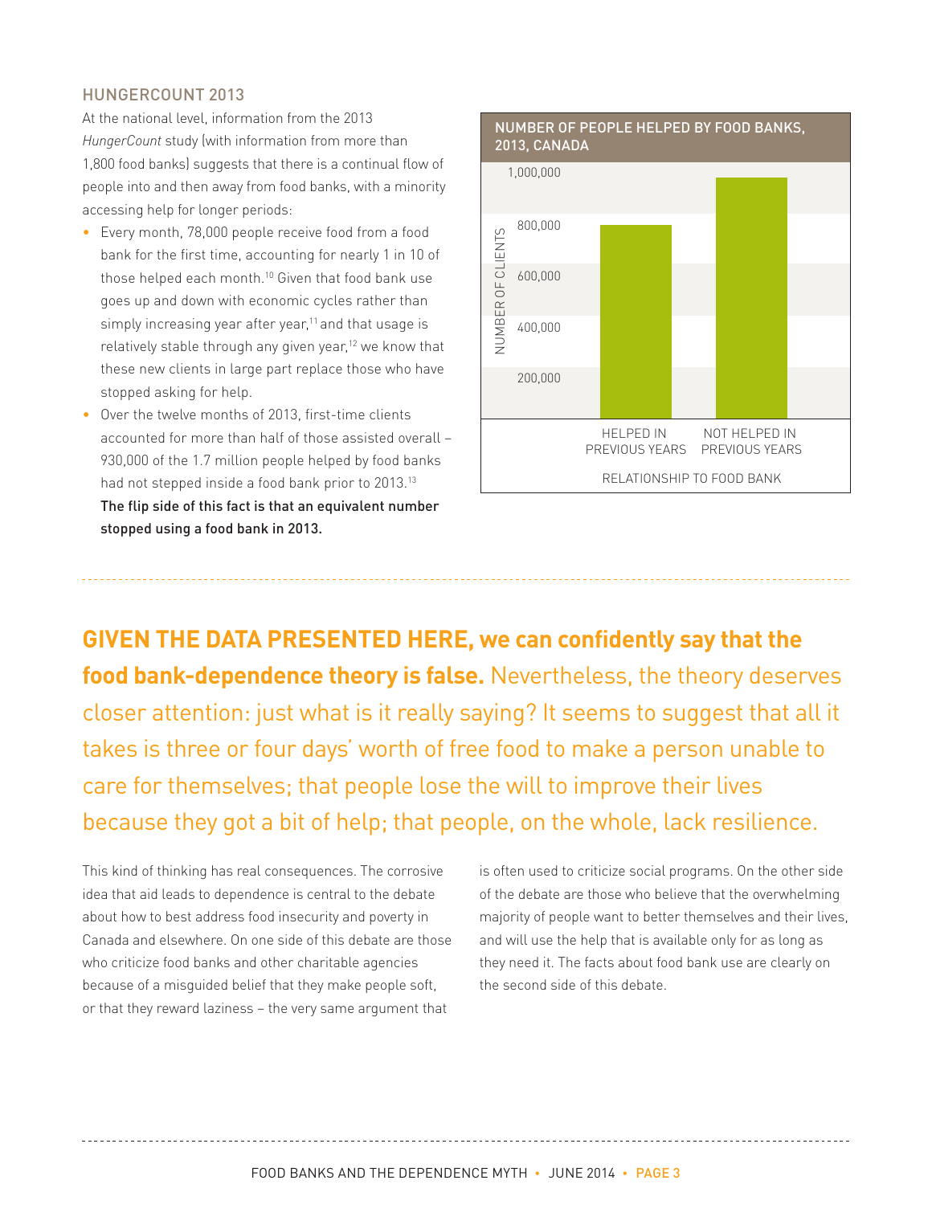## HUNGERCOUNT 2013

At the national level, information from the 2013 *HungerCount* study (with information from more than 1,800 food banks) suggests that there is a continual flow of people into and then away from food banks, with a minority accessing help for longer periods:

- Every month, 78,000 people receive food from a food bank for the first time, accounting for nearly 1 in 10 of those helped each month.[10] Given that food bank use goes up and down with economic cycles rather than simply increasing year after year,[11] and that usage is relatively stable through any given year,[12] we know that these new clients in large part replace those who have stopped asking for help.
- Over the twelve months of 2013, first-time clients accounted for more than half of those assisted overall – 930,000 of the 1.7 million people helped by food banks had not stepped inside a food bank prior to 2013.[13] **The flip side of this fact is that an equivalent number stopped using a food bank in 2013.**

NUMBER OF PEOPLE HELPED BY FOOD BANKS, 2013, CANADA

| RELATIONSHIP TO FOOD BANK | NUMBER OF CLIENTS |
|---|---|
| HELPED IN PREVIOUS YEARS | ~800,000 |
| NOT HELPED IN PREVIOUS YEARS | ~930,000 |

**GIVEN THE DATA PRESENTED HERE, we can confidently say that the food bank-dependence theory is false.** Nevertheless, the theory deserves closer attention: just what is it really saying? It seems to suggest that all it takes is three or four days' worth of free food to make a person unable to care for themselves; that people lose the will to improve their lives because they got a bit of help; that people, on the whole, lack resilience.

This kind of thinking has real consequences. The corrosive idea that aid leads to dependence is central to the debate about how to best address food insecurity and poverty in Canada and elsewhere. On one side of this debate are those who criticize food banks and other charitable agencies because of a misguided belief that they make people soft, or that they reward laziness – the very same argument that is often used to criticize social programs. On the other side of the debate are those who believe that the overwhelming majority of people want to better themselves and their lives, and will use the help that is available only for as long as they need it. The facts about food bank use are clearly on the second side of this debate.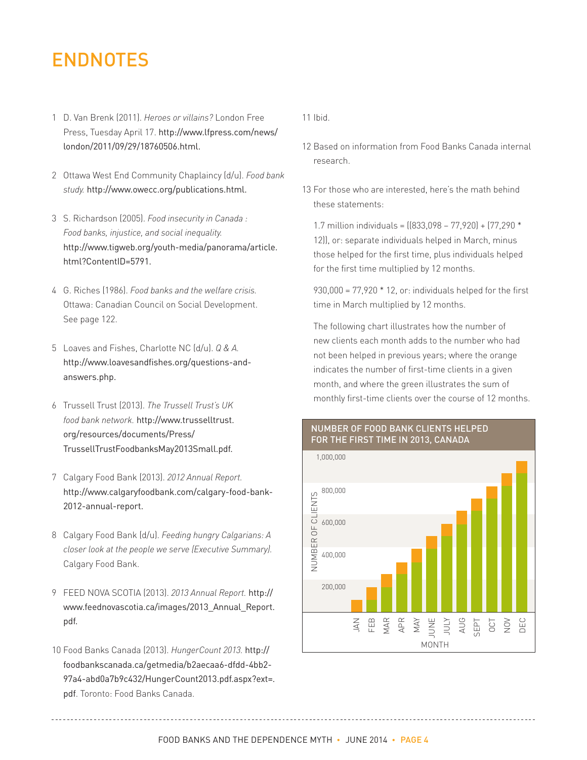# ENDNOTES

1. D. Van Brenk (2011). *Heroes or villains?* London Free Press, Tuesday April 17. http://www.lfpress.com/news/london/2011/09/29/18760506.html.

2. Ottawa West End Community Chaplaincy (d/u). *Food bank study.* http://www.owecc.org/publications.html.

3. S. Richardson (2005). *Food insecurity in Canada : Food banks, injustice, and social inequality.* http://www.tigweb.org/youth-media/panorama/article.html?ContentID=5791.

4. G. Riches (1986). *Food banks and the welfare crisis.* Ottawa: Canadian Council on Social Development. See page 122.

5. Loaves and Fishes, Charlotte NC (d/u). *Q & A.* http://www.loavesandfishes.org/questions-and-answers.php.

6. Trussell Trust (2013). *The Trussell Trust's UK food bank network.* http://www.trusselltrust.org/resources/documents/Press/TrussellTrustFoodbanksMay2013Small.pdf.

7. Calgary Food Bank (2013). *2012 Annual Report.* http://www.calgaryfoodbank.com/calgary-food-bank-2012-annual-report.

8. Calgary Food Bank (d/u). *Feeding hungry Calgarians: A closer look at the people we serve (Executive Summary).* Calgary Food Bank.

9. FEED NOVA SCOTIA (2013). *2013 Annual Report.* http://www.feednovascotia.ca/images/2013_Annual_Report.pdf.

10. Food Banks Canada (2013). *HungerCount 2013.* http://foodbankscanada.ca/getmedia/b2aecaa6-dfdd-4bb2-97a4-abd0a7b9c432/HungerCount2013.pdf.aspx?ext=.pdf. Toronto: Food Banks Canada.

11. Ibid.

12. Based on information from Food Banks Canada internal research.

13. For those who are interested, here's the math behind these statements:

    1.7 million individuals = ((833,098 – 77,920) + (77,290 * 12)), or: separate individuals helped in March, minus those helped for the first time, plus individuals helped for the first time multiplied by 12 months.

    930,000 = 77,920 * 12, or: individuals helped for the first time in March multiplied by 12 months.

    The following chart illustrates how the number of new clients each month adds to the number who had not been helped in previous years; where the orange indicates the number of first-time clients in a given month, and where the green illustrates the sum of monthly first-time clients over the course of 12 months.

**NUMBER OF FOOD BANK CLIENTS HELPED FOR THE FIRST TIME IN 2013, CANADA**

[Stacked bar chart. Y-axis: NUMBER OF CLIENTS (200,000; 400,000; 600,000; 800,000; 1,000,000). X-axis: MONTH (JAN, FEB, MAR, APR, MAY, JUNE, JULY, AUG, SEPT, OCT, NOV, DEC).]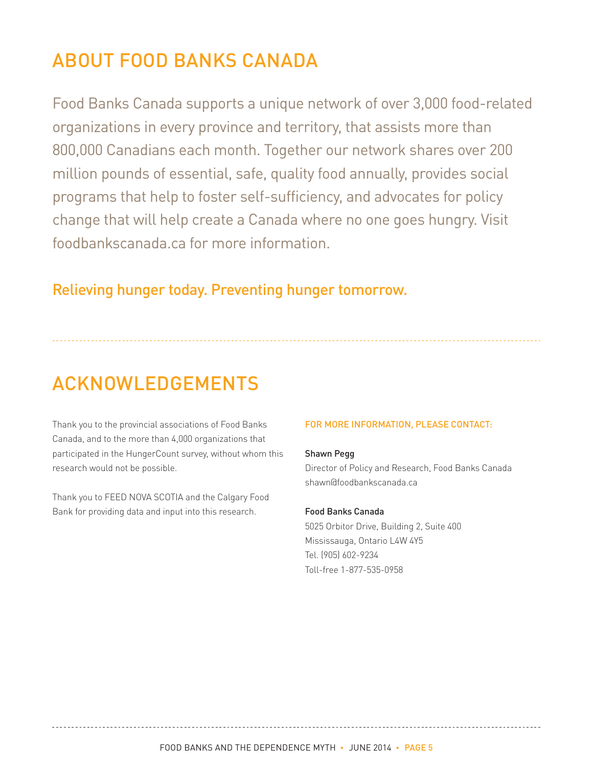## ABOUT FOOD BANKS CANADA

Food Banks Canada supports a unique network of over 3,000 food-related organizations in every province and territory, that assists more than 800,000 Canadians each month. Together our network shares over 200 million pounds of essential, safe, quality food annually, provides social programs that help to foster self-sufficiency, and advocates for policy change that will help create a Canada where no one goes hungry. Visit foodbankscanada.ca for more information.

Relieving hunger today. Preventing hunger tomorrow.

## ACKNOWLEDGEMENTS

Thank you to the provincial associations of Food Banks Canada, and to the more than 4,000 organizations that participated in the HungerCount survey, without whom this research would not be possible.

Thank you to FEED NOVA SCOTIA and the Calgary Food Bank for providing data and input into this research.

FOR MORE INFORMATION, PLEASE CONTACT:

**Shawn Pegg**
Director of Policy and Research, Food Banks Canada
shawn@foodbankscanada.ca

**Food Banks Canada**
5025 Orbitor Drive, Building 2, Suite 400
Mississauga, Ontario L4W 4Y5
Tel. (905) 602-9234
Toll-free 1-877-535-0958